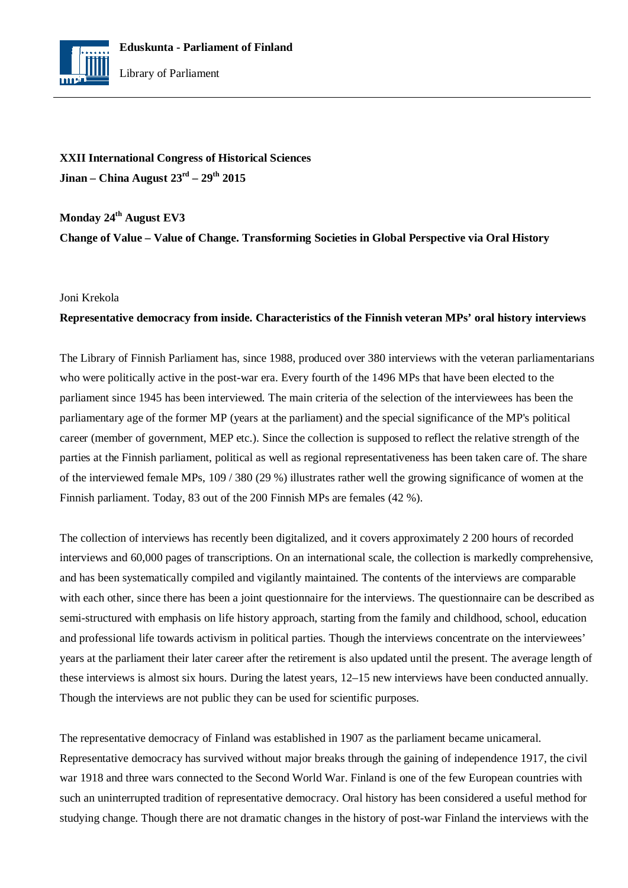**Eduskunta - Parliament of Finland**

Library of Parliament

---

**XXII International Congress of Historical Sciences**
**Jinan – China August 23rd – 29th 2015**

**Monday 24th August EV3**
**Change of Value – Value of Change. Transforming Societies in Global Perspective via Oral History**

Joni Krekola

**Representative democracy from inside. Characteristics of the Finnish veteran MPs' oral history interviews**

The Library of Finnish Parliament has, since 1988, produced over 380 interviews with the veteran parliamentarians who were politically active in the post-war era. Every fourth of the 1496 MPs that have been elected to the parliament since 1945 has been interviewed. The main criteria of the selection of the interviewees has been the parliamentary age of the former MP (years at the parliament) and the special significance of the MP's political career (member of government, MEP etc.). Since the collection is supposed to reflect the relative strength of the parties at the Finnish parliament, political as well as regional representativeness has been taken care of. The share of the interviewed female MPs, 109 / 380 (29 %) illustrates rather well the growing significance of women at the Finnish parliament. Today, 83 out of the 200 Finnish MPs are females (42 %).

The collection of interviews has recently been digitalized, and it covers approximately 2 200 hours of recorded interviews and 60,000 pages of transcriptions. On an international scale, the collection is markedly comprehensive, and has been systematically compiled and vigilantly maintained. The contents of the interviews are comparable with each other, since there has been a joint questionnaire for the interviews. The questionnaire can be described as semi-structured with emphasis on life history approach, starting from the family and childhood, school, education and professional life towards activism in political parties. Though the interviews concentrate on the interviewees' years at the parliament their later career after the retirement is also updated until the present. The average length of these interviews is almost six hours. During the latest years, 12–15 new interviews have been conducted annually. Though the interviews are not public they can be used for scientific purposes.

The representative democracy of Finland was established in 1907 as the parliament became unicameral. Representative democracy has survived without major breaks through the gaining of independence 1917, the civil war 1918 and three wars connected to the Second World War. Finland is one of the few European countries with such an uninterrupted tradition of representative democracy. Oral history has been considered a useful method for studying change. Though there are not dramatic changes in the history of post-war Finland the interviews with the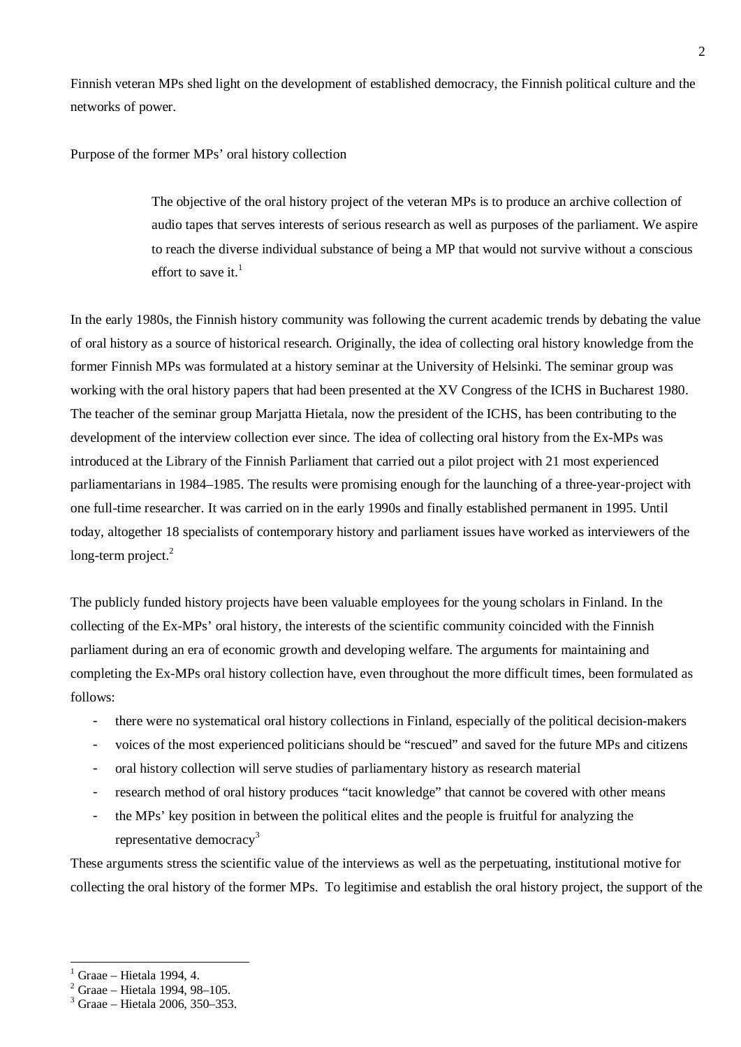Finnish veteran MPs shed light on the development of established democracy, the Finnish political culture and the networks of power.

## Purpose of the former MPs' oral history collection

> The objective of the oral history project of the veteran MPs is to produce an archive collection of audio tapes that serves interests of serious research as well as purposes of the parliament. We aspire to reach the diverse individual substance of being a MP that would not survive without a conscious effort to save it.[1]

In the early 1980s, the Finnish history community was following the current academic trends by debating the value of oral history as a source of historical research. Originally, the idea of collecting oral history knowledge from the former Finnish MPs was formulated at a history seminar at the University of Helsinki. The seminar group was working with the oral history papers that had been presented at the XV Congress of the ICHS in Bucharest 1980. The teacher of the seminar group Marjatta Hietala, now the president of the ICHS, has been contributing to the development of the interview collection ever since. The idea of collecting oral history from the Ex-MPs was introduced at the Library of the Finnish Parliament that carried out a pilot project with 21 most experienced parliamentarians in 1984–1985. The results were promising enough for the launching of a three-year-project with one full-time researcher. It was carried on in the early 1990s and finally established permanent in 1995. Until today, altogether 18 specialists of contemporary history and parliament issues have worked as interviewers of the long-term project.[2]

The publicly funded history projects have been valuable employees for the young scholars in Finland. In the collecting of the Ex-MPs' oral history, the interests of the scientific community coincided with the Finnish parliament during an era of economic growth and developing welfare. The arguments for maintaining and completing the Ex-MPs oral history collection have, even throughout the more difficult times, been formulated as follows:

- there were no systematical oral history collections in Finland, especially of the political decision-makers
- voices of the most experienced politicians should be "rescued" and saved for the future MPs and citizens
- oral history collection will serve studies of parliamentary history as research material
- research method of oral history produces "tacit knowledge" that cannot be covered with other means
- the MPs' key position in between the political elites and the people is fruitful for analyzing the representative democracy[3]

These arguments stress the scientific value of the interviews as well as the perpetuating, institutional motive for collecting the oral history of the former MPs. To legitimise and establish the oral history project, the support of the

---

[1] Graae – Hietala 1994, 4.
[2] Graae – Hietala 1994, 98–105.
[3] Graae – Hietala 2006, 350–353.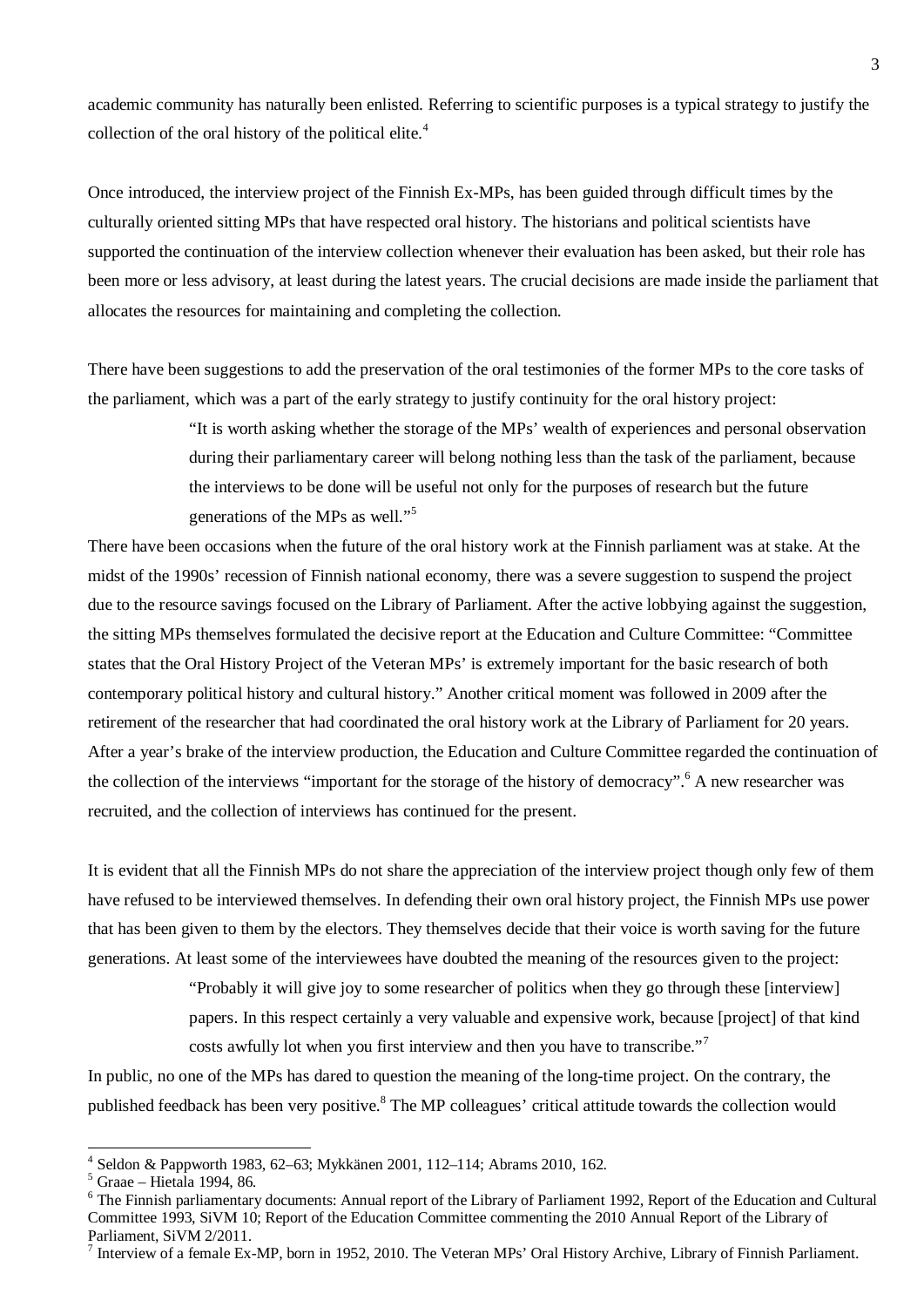academic community has naturally been enlisted. Referring to scientific purposes is a typical strategy to justify the collection of the oral history of the political elite.[4]

Once introduced, the interview project of the Finnish Ex-MPs, has been guided through difficult times by the culturally oriented sitting MPs that have respected oral history. The historians and political scientists have supported the continuation of the interview collection whenever their evaluation has been asked, but their role has been more or less advisory, at least during the latest years. The crucial decisions are made inside the parliament that allocates the resources for maintaining and completing the collection.

There have been suggestions to add the preservation of the oral testimonies of the former MPs to the core tasks of the parliament, which was a part of the early strategy to justify continuity for the oral history project:

> "It is worth asking whether the storage of the MPs' wealth of experiences and personal observation during their parliamentary career will belong nothing less than the task of the parliament, because the interviews to be done will be useful not only for the purposes of research but the future generations of the MPs as well."[5]

There have been occasions when the future of the oral history work at the Finnish parliament was at stake. At the midst of the 1990s' recession of Finnish national economy, there was a severe suggestion to suspend the project due to the resource savings focused on the Library of Parliament. After the active lobbying against the suggestion, the sitting MPs themselves formulated the decisive report at the Education and Culture Committee: "Committee states that the Oral History Project of the Veteran MPs' is extremely important for the basic research of both contemporary political history and cultural history." Another critical moment was followed in 2009 after the retirement of the researcher that had coordinated the oral history work at the Library of Parliament for 20 years. After a year's brake of the interview production, the Education and Culture Committee regarded the continuation of the collection of the interviews "important for the storage of the history of democracy".[6] A new researcher was recruited, and the collection of interviews has continued for the present.

It is evident that all the Finnish MPs do not share the appreciation of the interview project though only few of them have refused to be interviewed themselves. In defending their own oral history project, the Finnish MPs use power that has been given to them by the electors. They themselves decide that their voice is worth saving for the future generations. At least some of the interviewees have doubted the meaning of the resources given to the project:

> "Probably it will give joy to some researcher of politics when they go through these [interview] papers. In this respect certainly a very valuable and expensive work, because [project] of that kind costs awfully lot when you first interview and then you have to transcribe."[7]

In public, no one of the MPs has dared to question the meaning of the long-time project. On the contrary, the published feedback has been very positive.[8] The MP colleagues' critical attitude towards the collection would

---

[4] Seldon & Pappworth 1983, 62–63; Mykkänen 2001, 112–114; Abrams 2010, 162.

[5] Graae – Hietala 1994, 86.

[6] The Finnish parliamentary documents: Annual report of the Library of Parliament 1992, Report of the Education and Cultural Committee 1993, SiVM 10; Report of the Education Committee commenting the 2010 Annual Report of the Library of Parliament, SiVM 2/2011.

[7] Interview of a female Ex-MP, born in 1952, 2010. The Veteran MPs' Oral History Archive, Library of Finnish Parliament.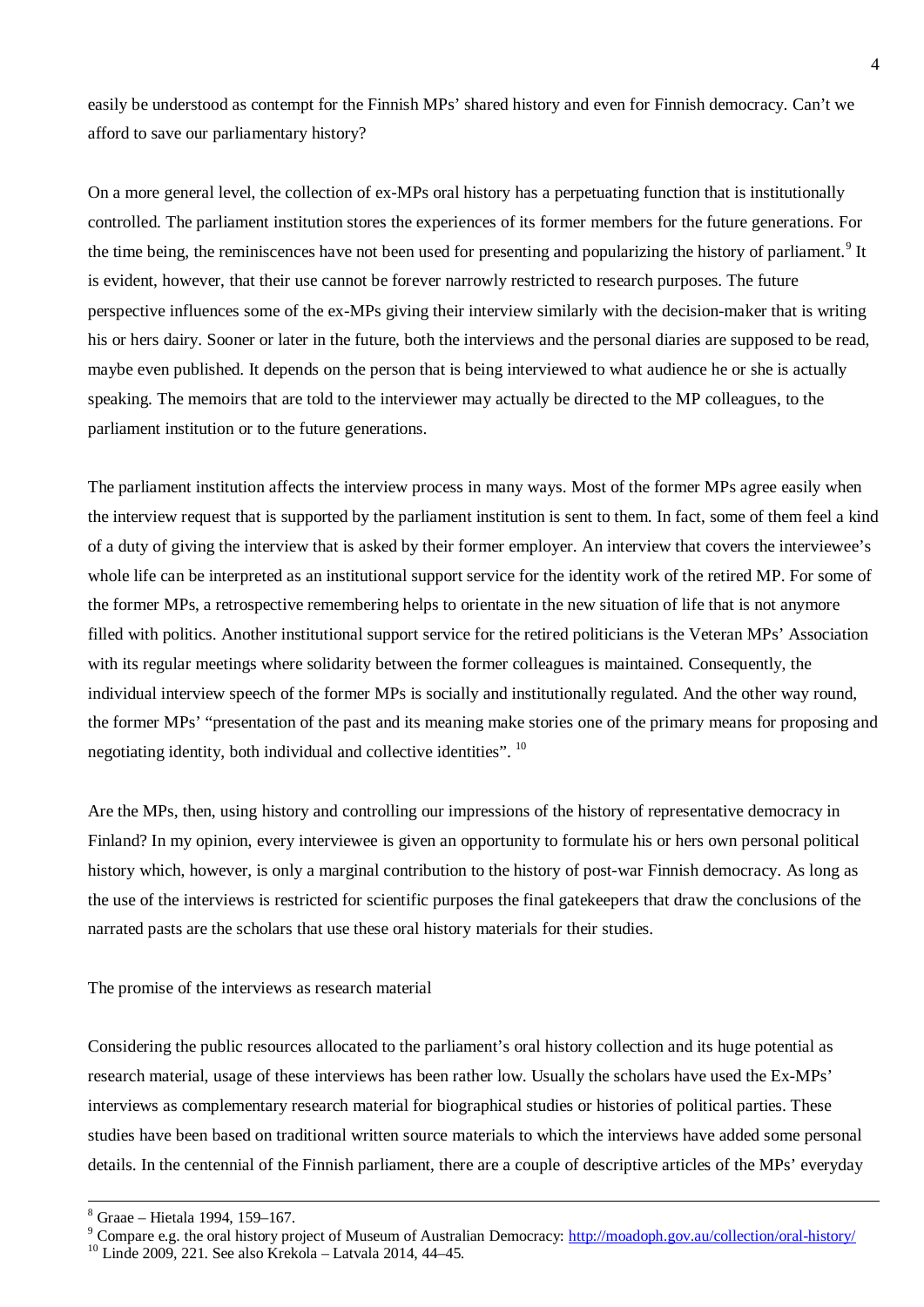easily be understood as contempt for the Finnish MPs' shared history and even for Finnish democracy. Can't we afford to save our parliamentary history?

On a more general level, the collection of ex-MPs oral history has a perpetuating function that is institutionally controlled. The parliament institution stores the experiences of its former members for the future generations. For the time being, the reminiscences have not been used for presenting and popularizing the history of parliament.[9] It is evident, however, that their use cannot be forever narrowly restricted to research purposes. The future perspective influences some of the ex-MPs giving their interview similarly with the decision-maker that is writing his or hers dairy. Sooner or later in the future, both the interviews and the personal diaries are supposed to be read, maybe even published. It depends on the person that is being interviewed to what audience he or she is actually speaking. The memoirs that are told to the interviewer may actually be directed to the MP colleagues, to the parliament institution or to the future generations.

The parliament institution affects the interview process in many ways. Most of the former MPs agree easily when the interview request that is supported by the parliament institution is sent to them. In fact, some of them feel a kind of a duty of giving the interview that is asked by their former employer. An interview that covers the interviewee's whole life can be interpreted as an institutional support service for the identity work of the retired MP. For some of the former MPs, a retrospective remembering helps to orientate in the new situation of life that is not anymore filled with politics. Another institutional support service for the retired politicians is the Veteran MPs' Association with its regular meetings where solidarity between the former colleagues is maintained. Consequently, the individual interview speech of the former MPs is socially and institutionally regulated. And the other way round, the former MPs' "presentation of the past and its meaning make stories one of the primary means for proposing and negotiating identity, both individual and collective identities".[10]

Are the MPs, then, using history and controlling our impressions of the history of representative democracy in Finland? In my opinion, every interviewee is given an opportunity to formulate his or hers own personal political history which, however, is only a marginal contribution to the history of post-war Finnish democracy. As long as the use of the interviews is restricted for scientific purposes the final gatekeepers that draw the conclusions of the narrated pasts are the scholars that use these oral history materials for their studies.

## The promise of the interviews as research material

Considering the public resources allocated to the parliament's oral history collection and its huge potential as research material, usage of these interviews has been rather low. Usually the scholars have used the Ex-MPs' interviews as complementary research material for biographical studies or histories of political parties. These studies have been based on traditional written source materials to which the interviews have added some personal details. In the centennial of the Finnish parliament, there are a couple of descriptive articles of the MPs' everyday

---

[8] Graae – Hietala 1994, 159–167.

[9] Compare e.g. the oral history project of Museum of Australian Democracy: http://moadoph.gov.au/collection/oral-history/

[10] Linde 2009, 221. See also Krekola – Latvala 2014, 44–45.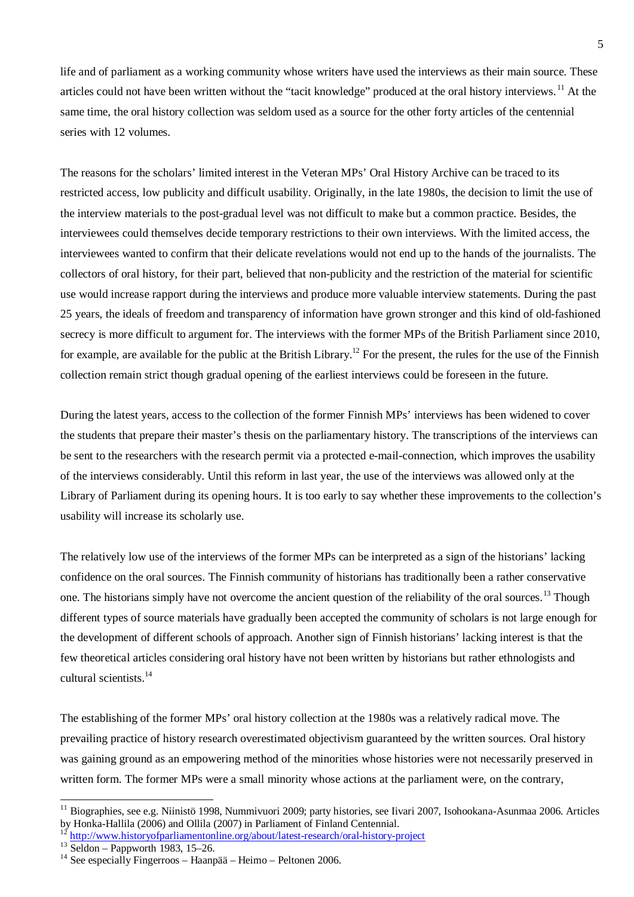life and of parliament as a working community whose writers have used the interviews as their main source. These articles could not have been written without the "tacit knowledge" produced at the oral history interviews.[11] At the same time, the oral history collection was seldom used as a source for the other forty articles of the centennial series with 12 volumes.

The reasons for the scholars' limited interest in the Veteran MPs' Oral History Archive can be traced to its restricted access, low publicity and difficult usability. Originally, in the late 1980s, the decision to limit the use of the interview materials to the post-gradual level was not difficult to make but a common practice. Besides, the interviewees could themselves decide temporary restrictions to their own interviews. With the limited access, the interviewees wanted to confirm that their delicate revelations would not end up to the hands of the journalists. The collectors of oral history, for their part, believed that non-publicity and the restriction of the material for scientific use would increase rapport during the interviews and produce more valuable interview statements. During the past 25 years, the ideals of freedom and transparency of information have grown stronger and this kind of old-fashioned secrecy is more difficult to argument for. The interviews with the former MPs of the British Parliament since 2010, for example, are available for the public at the British Library.[12] For the present, the rules for the use of the Finnish collection remain strict though gradual opening of the earliest interviews could be foreseen in the future.

During the latest years, access to the collection of the former Finnish MPs' interviews has been widened to cover the students that prepare their master's thesis on the parliamentary history. The transcriptions of the interviews can be sent to the researchers with the research permit via a protected e-mail-connection, which improves the usability of the interviews considerably. Until this reform in last year, the use of the interviews was allowed only at the Library of Parliament during its opening hours. It is too early to say whether these improvements to the collection's usability will increase its scholarly use.

The relatively low use of the interviews of the former MPs can be interpreted as a sign of the historians' lacking confidence on the oral sources. The Finnish community of historians has traditionally been a rather conservative one. The historians simply have not overcome the ancient question of the reliability of the oral sources.[13] Though different types of source materials have gradually been accepted the community of scholars is not large enough for the development of different schools of approach. Another sign of Finnish historians' lacking interest is that the few theoretical articles considering oral history have not been written by historians but rather ethnologists and cultural scientists.[14]

The establishing of the former MPs' oral history collection at the 1980s was a relatively radical move. The prevailing practice of history research overestimated objectivism guaranteed by the written sources. Oral history was gaining ground as an empowering method of the minorities whose histories were not necessarily preserved in written form. The former MPs were a small minority whose actions at the parliament were, on the contrary,

---

[11] Biographies, see e.g. Niinistö 1998, Nummivuori 2009; party histories, see Iivari 2007, Isohookana-Asunmaa 2006. Articles by Honka-Hallila (2006) and Ollila (2007) in Parliament of Finland Centennial.

[12] http://www.historyofparliamentonline.org/about/latest-research/oral-history-project

[13] Seldon – Pappworth 1983, 15–26.

[14] See especially Fingerroos – Haanpää – Heimo – Peltonen 2006.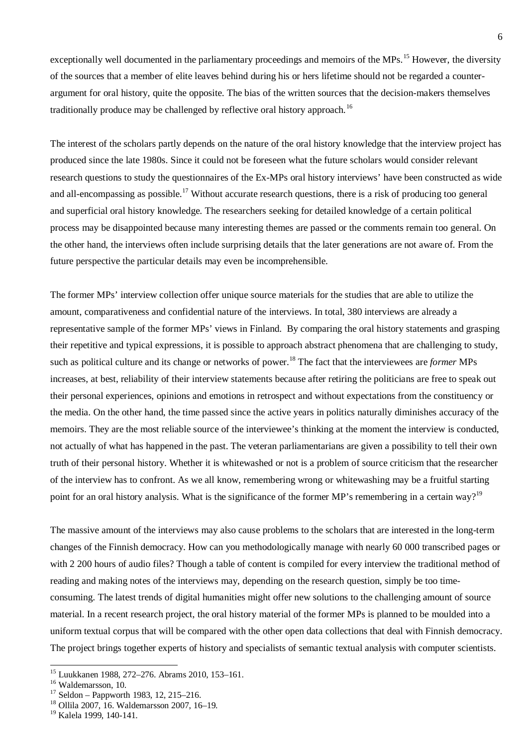exceptionally well documented in the parliamentary proceedings and memoirs of the MPs.[15] However, the diversity of the sources that a member of elite leaves behind during his or hers lifetime should not be regarded a counter-argument for oral history, quite the opposite. The bias of the written sources that the decision-makers themselves traditionally produce may be challenged by reflective oral history approach.[16]

The interest of the scholars partly depends on the nature of the oral history knowledge that the interview project has produced since the late 1980s. Since it could not be foreseen what the future scholars would consider relevant research questions to study the questionnaires of the Ex-MPs oral history interviews' have been constructed as wide and all-encompassing as possible.[17] Without accurate research questions, there is a risk of producing too general and superficial oral history knowledge. The researchers seeking for detailed knowledge of a certain political process may be disappointed because many interesting themes are passed or the comments remain too general. On the other hand, the interviews often include surprising details that the later generations are not aware of. From the future perspective the particular details may even be incomprehensible.

The former MPs' interview collection offer unique source materials for the studies that are able to utilize the amount, comparativeness and confidential nature of the interviews. In total, 380 interviews are already a representative sample of the former MPs' views in Finland. By comparing the oral history statements and grasping their repetitive and typical expressions, it is possible to approach abstract phenomena that are challenging to study, such as political culture and its change or networks of power.[18] The fact that the interviewees are *former* MPs increases, at best, reliability of their interview statements because after retiring the politicians are free to speak out their personal experiences, opinions and emotions in retrospect and without expectations from the constituency or the media. On the other hand, the time passed since the active years in politics naturally diminishes accuracy of the memoirs. They are the most reliable source of the interviewee's thinking at the moment the interview is conducted, not actually of what has happened in the past. The veteran parliamentarians are given a possibility to tell their own truth of their personal history. Whether it is whitewashed or not is a problem of source criticism that the researcher of the interview has to confront. As we all know, remembering wrong or whitewashing may be a fruitful starting point for an oral history analysis. What is the significance of the former MP's remembering in a certain way?[19]

The massive amount of the interviews may also cause problems to the scholars that are interested in the long-term changes of the Finnish democracy. How can you methodologically manage with nearly 60 000 transcribed pages or with 2 200 hours of audio files? Though a table of content is compiled for every interview the traditional method of reading and making notes of the interviews may, depending on the research question, simply be too time-consuming. The latest trends of digital humanities might offer new solutions to the challenging amount of source material. In a recent research project, the oral history material of the former MPs is planned to be moulded into a uniform textual corpus that will be compared with the other open data collections that deal with Finnish democracy. The project brings together experts of history and specialists of semantic textual analysis with computer scientists.

---

[15] Luukkanen 1988, 272–276. Abrams 2010, 153–161.

[16] Waldemarsson, 10.

[17] Seldon – Pappworth 1983, 12, 215–216.

[18] Ollila 2007, 16. Waldemarsson 2007, 16–19.

[19] Kalela 1999, 140-141.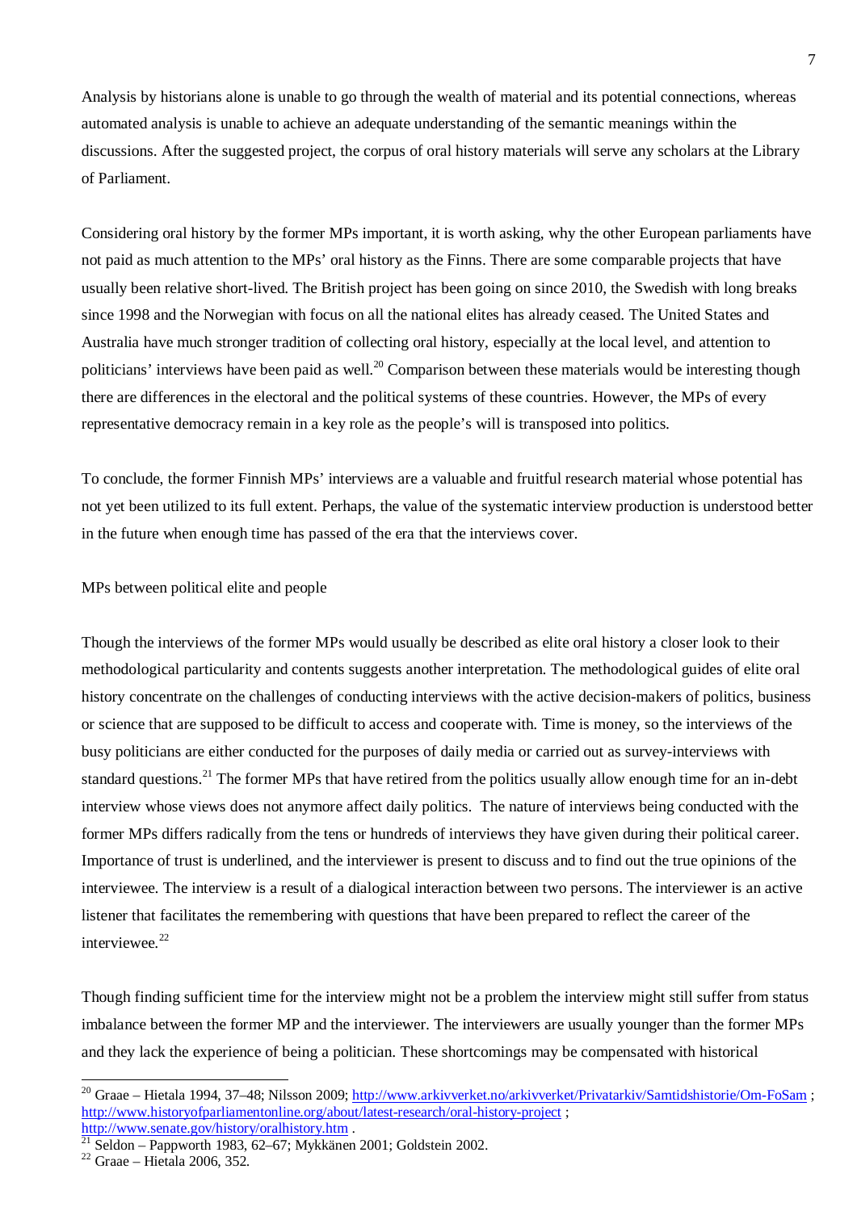Analysis by historians alone is unable to go through the wealth of material and its potential connections, whereas automated analysis is unable to achieve an adequate understanding of the semantic meanings within the discussions. After the suggested project, the corpus of oral history materials will serve any scholars at the Library of Parliament.

Considering oral history by the former MPs important, it is worth asking, why the other European parliaments have not paid as much attention to the MPs' oral history as the Finns. There are some comparable projects that have usually been relative short-lived. The British project has been going on since 2010, the Swedish with long breaks since 1998 and the Norwegian with focus on all the national elites has already ceased. The United States and Australia have much stronger tradition of collecting oral history, especially at the local level, and attention to politicians' interviews have been paid as well.[20] Comparison between these materials would be interesting though there are differences in the electoral and the political systems of these countries. However, the MPs of every representative democracy remain in a key role as the people's will is transposed into politics.

To conclude, the former Finnish MPs' interviews are a valuable and fruitful research material whose potential has not yet been utilized to its full extent. Perhaps, the value of the systematic interview production is understood better in the future when enough time has passed of the era that the interviews cover.

## MPs between political elite and people

Though the interviews of the former MPs would usually be described as elite oral history a closer look to their methodological particularity and contents suggests another interpretation. The methodological guides of elite oral history concentrate on the challenges of conducting interviews with the active decision-makers of politics, business or science that are supposed to be difficult to access and cooperate with. Time is money, so the interviews of the busy politicians are either conducted for the purposes of daily media or carried out as survey-interviews with standard questions.[21] The former MPs that have retired from the politics usually allow enough time for an in-debt interview whose views does not anymore affect daily politics. The nature of interviews being conducted with the former MPs differs radically from the tens or hundreds of interviews they have given during their political career. Importance of trust is underlined, and the interviewer is present to discuss and to find out the true opinions of the interviewee. The interview is a result of a dialogical interaction between two persons. The interviewer is an active listener that facilitates the remembering with questions that have been prepared to reflect the career of the interviewee.[22]

Though finding sufficient time for the interview might not be a problem the interview might still suffer from status imbalance between the former MP and the interviewer. The interviewers are usually younger than the former MPs and they lack the experience of being a politician. These shortcomings may be compensated with historical

---

[20] Graae – Hietala 1994, 37–48; Nilsson 2009; http://www.arkivverket.no/arkivverket/Privatarkiv/Samtidshistorie/Om-FoSam ; http://www.historyofparliamentonline.org/about/latest-research/oral-history-project ; http://www.senate.gov/history/oralhistory.htm .

[21] Seldon – Pappworth 1983, 62–67; Mykkänen 2001; Goldstein 2002.

[22] Graae – Hietala 2006, 352.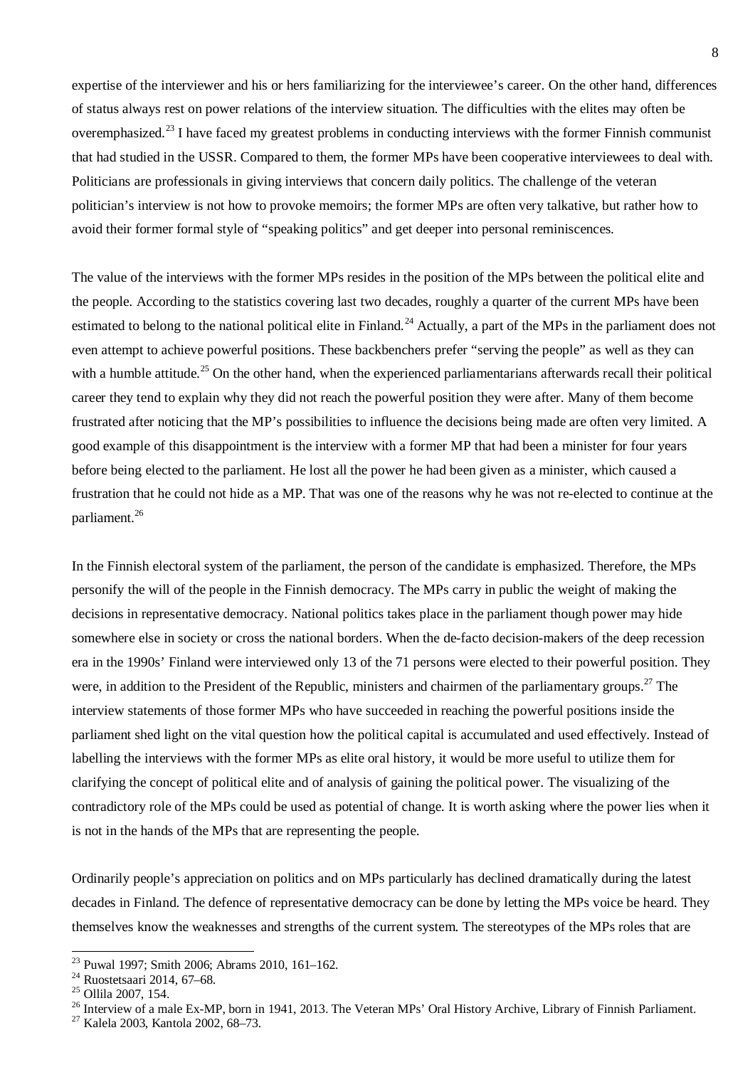expertise of the interviewer and his or hers familiarizing for the interviewee's career. On the other hand, differences of status always rest on power relations of the interview situation. The difficulties with the elites may often be overemphasized.[23] I have faced my greatest problems in conducting interviews with the former Finnish communist that had studied in the USSR. Compared to them, the former MPs have been cooperative interviewees to deal with. Politicians are professionals in giving interviews that concern daily politics. The challenge of the veteran politician's interview is not how to provoke memoirs; the former MPs are often very talkative, but rather how to avoid their former formal style of "speaking politics" and get deeper into personal reminiscences.

The value of the interviews with the former MPs resides in the position of the MPs between the political elite and the people. According to the statistics covering last two decades, roughly a quarter of the current MPs have been estimated to belong to the national political elite in Finland.[24] Actually, a part of the MPs in the parliament does not even attempt to achieve powerful positions. These backbenchers prefer "serving the people" as well as they can with a humble attitude.[25] On the other hand, when the experienced parliamentarians afterwards recall their political career they tend to explain why they did not reach the powerful position they were after. Many of them become frustrated after noticing that the MP's possibilities to influence the decisions being made are often very limited. A good example of this disappointment is the interview with a former MP that had been a minister for four years before being elected to the parliament. He lost all the power he had been given as a minister, which caused a frustration that he could not hide as a MP. That was one of the reasons why he was not re-elected to continue at the parliament.[26]

In the Finnish electoral system of the parliament, the person of the candidate is emphasized. Therefore, the MPs personify the will of the people in the Finnish democracy. The MPs carry in public the weight of making the decisions in representative democracy. National politics takes place in the parliament though power may hide somewhere else in society or cross the national borders. When the de-facto decision-makers of the deep recession era in the 1990s' Finland were interviewed only 13 of the 71 persons were elected to their powerful position. They were, in addition to the President of the Republic, ministers and chairmen of the parliamentary groups.[27] The interview statements of those former MPs who have succeeded in reaching the powerful positions inside the parliament shed light on the vital question how the political capital is accumulated and used effectively. Instead of labelling the interviews with the former MPs as elite oral history, it would be more useful to utilize them for clarifying the concept of political elite and of analysis of gaining the political power. The visualizing of the contradictory role of the MPs could be used as potential of change. It is worth asking where the power lies when it is not in the hands of the MPs that are representing the people.

Ordinarily people's appreciation on politics and on MPs particularly has declined dramatically during the latest decades in Finland. The defence of representative democracy can be done by letting the MPs voice be heard. They themselves know the weaknesses and strengths of the current system. The stereotypes of the MPs roles that are

---

[23] Puwal 1997; Smith 2006; Abrams 2010, 161–162.

[24] Ruostetsaari 2014, 67–68.

[25] Ollila 2007, 154.

[26] Interview of a male Ex-MP, born in 1941, 2013. The Veteran MPs' Oral History Archive, Library of Finnish Parliament.

[27] Kalela 2003, Kantola 2002, 68–73.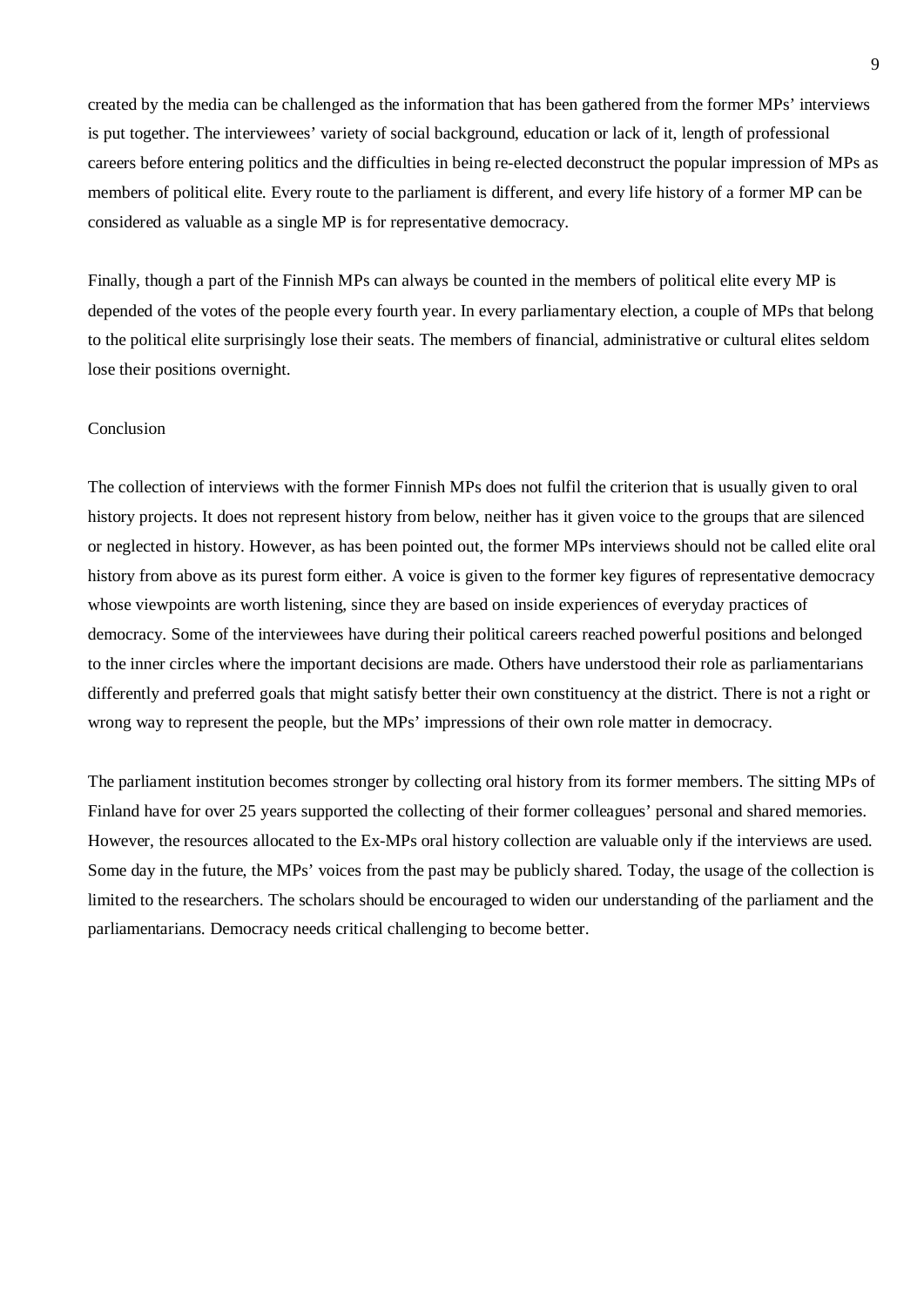created by the media can be challenged as the information that has been gathered from the former MPs' interviews is put together. The interviewees' variety of social background, education or lack of it, length of professional careers before entering politics and the difficulties in being re-elected deconstruct the popular impression of MPs as members of political elite. Every route to the parliament is different, and every life history of a former MP can be considered as valuable as a single MP is for representative democracy.

Finally, though a part of the Finnish MPs can always be counted in the members of political elite every MP is depended of the votes of the people every fourth year. In every parliamentary election, a couple of MPs that belong to the political elite surprisingly lose their seats. The members of financial, administrative or cultural elites seldom lose their positions overnight.

## Conclusion

The collection of interviews with the former Finnish MPs does not fulfil the criterion that is usually given to oral history projects. It does not represent history from below, neither has it given voice to the groups that are silenced or neglected in history. However, as has been pointed out, the former MPs interviews should not be called elite oral history from above as its purest form either. A voice is given to the former key figures of representative democracy whose viewpoints are worth listening, since they are based on inside experiences of everyday practices of democracy. Some of the interviewees have during their political careers reached powerful positions and belonged to the inner circles where the important decisions are made. Others have understood their role as parliamentarians differently and preferred goals that might satisfy better their own constituency at the district. There is not a right or wrong way to represent the people, but the MPs' impressions of their own role matter in democracy.

The parliament institution becomes stronger by collecting oral history from its former members. The sitting MPs of Finland have for over 25 years supported the collecting of their former colleagues' personal and shared memories. However, the resources allocated to the Ex-MPs oral history collection are valuable only if the interviews are used. Some day in the future, the MPs' voices from the past may be publicly shared. Today, the usage of the collection is limited to the researchers. The scholars should be encouraged to widen our understanding of the parliament and the parliamentarians. Democracy needs critical challenging to become better.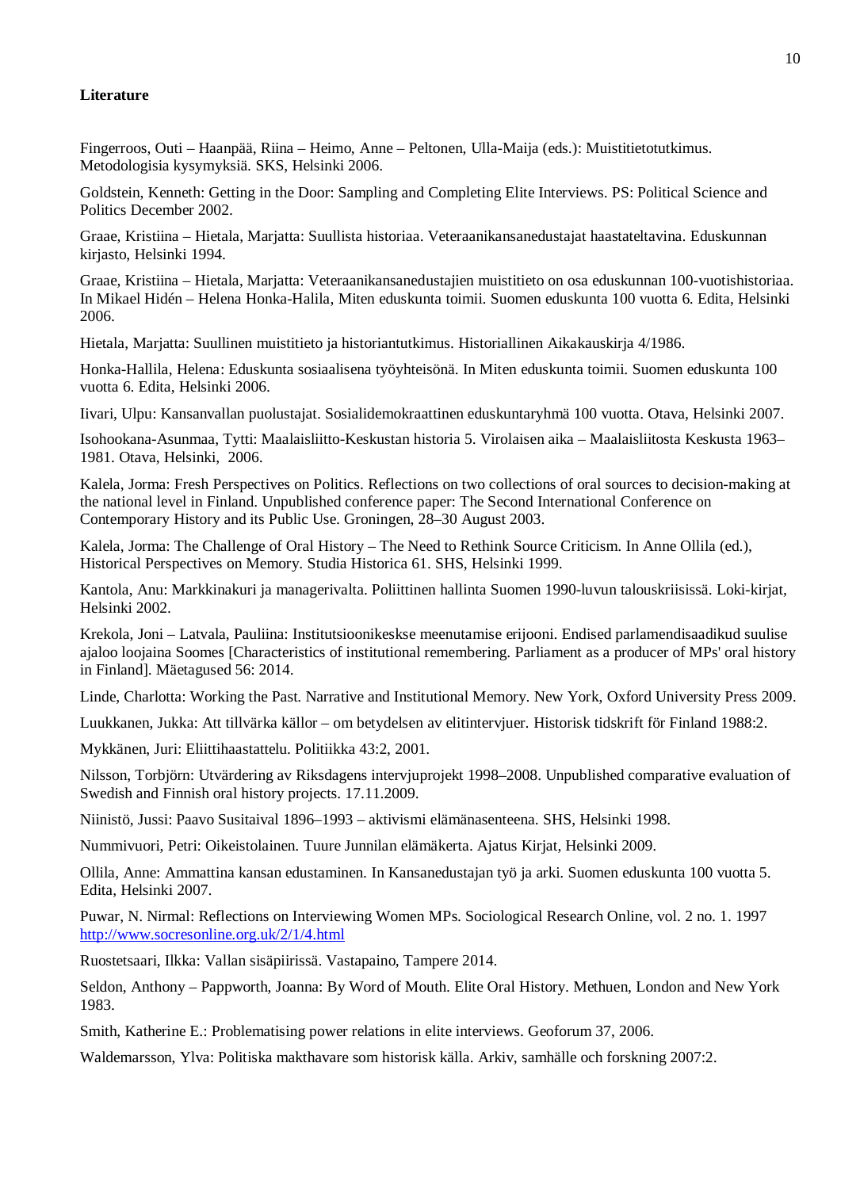**Literature**

Fingerroos, Outi – Haanpää, Riina – Heimo, Anne – Peltonen, Ulla-Maija (eds.): Muistitietotutkimus. Metodologisia kysymyksiä. SKS, Helsinki 2006.

Goldstein, Kenneth: Getting in the Door: Sampling and Completing Elite Interviews. PS: Political Science and Politics December 2002.

Graae, Kristiina – Hietala, Marjatta: Suullista historiaa. Veteraanikansanedustajat haastateltavina. Eduskunnan kirjasto, Helsinki 1994.

Graae, Kristiina – Hietala, Marjatta: Veteraanikansanedustajien muistitieto on osa eduskunnan 100-vuotishistoriaa. In Mikael Hidén – Helena Honka-Halila, Miten eduskunta toimii. Suomen eduskunta 100 vuotta 6. Edita, Helsinki 2006.

Hietala, Marjatta: Suullinen muistitieto ja historiantutkimus. Historiallinen Aikakauskirja 4/1986.

Honka-Hallila, Helena: Eduskunta sosiaalisena työyhteisönä. In Miten eduskunta toimii. Suomen eduskunta 100 vuotta 6. Edita, Helsinki 2006.

Iivari, Ulpu: Kansanvallan puolustajat. Sosialidemokraattinen eduskuntaryhmä 100 vuotta. Otava, Helsinki 2007.

Isohookana-Asunmaa, Tytti: Maalaisliitto-Keskustan historia 5. Virolaisen aika – Maalaisliitosta Keskusta 1963–1981. Otava, Helsinki, 2006.

Kalela, Jorma: Fresh Perspectives on Politics. Reflections on two collections of oral sources to decision-making at the national level in Finland. Unpublished conference paper: The Second International Conference on Contemporary History and its Public Use. Groningen, 28–30 August 2003.

Kalela, Jorma: The Challenge of Oral History – The Need to Rethink Source Criticism. In Anne Ollila (ed.), Historical Perspectives on Memory. Studia Historica 61. SHS, Helsinki 1999.

Kantola, Anu: Markkinakuri ja managerivalta. Poliittinen hallinta Suomen 1990-luvun talouskriisissä. Loki-kirjat, Helsinki 2002.

Krekola, Joni – Latvala, Pauliina: Institutsioonikeskse meenutamise erijooni. Endised parlamendisaadikud suulise ajaloo loojaina Soomes [Characteristics of institutional remembering. Parliament as a producer of MPs' oral history in Finland]. Mäetagused 56: 2014.

Linde, Charlotta: Working the Past. Narrative and Institutional Memory. New York, Oxford University Press 2009.

Luukkanen, Jukka: Att tillvärka källor – om betydelsen av elitintervjuer. Historisk tidskrift för Finland 1988:2.

Mykkänen, Juri: Eliittihaastattelu. Politiikka 43:2, 2001.

Nilsson, Torbjörn: Utvärdering av Riksdagens intervjuprojekt 1998–2008. Unpublished comparative evaluation of Swedish and Finnish oral history projects. 17.11.2009.

Niinistö, Jussi: Paavo Susitaival 1896–1993 – aktivismi elämänasenteena. SHS, Helsinki 1998.

Nummivuori, Petri: Oikeistolainen. Tuure Junnilan elämäkerta. Ajatus Kirjat, Helsinki 2009.

Ollila, Anne: Ammattina kansan edustaminen. In Kansanedustajan työ ja arki. Suomen eduskunta 100 vuotta 5. Edita, Helsinki 2007.

Puwar, N. Nirmal: Reflections on Interviewing Women MPs. Sociological Research Online, vol. 2 no. 1. 1997 http://www.socresonline.org.uk/2/1/4.html

Ruostetsaari, Ilkka: Vallan sisäpiirissä. Vastapaino, Tampere 2014.

Seldon, Anthony – Pappworth, Joanna: By Word of Mouth. Elite Oral History. Methuen, London and New York 1983.

Smith, Katherine E.: Problematising power relations in elite interviews. Geoforum 37, 2006.

Waldemarsson, Ylva: Politiska makthavare som historisk källa. Arkiv, samhälle och forskning 2007:2.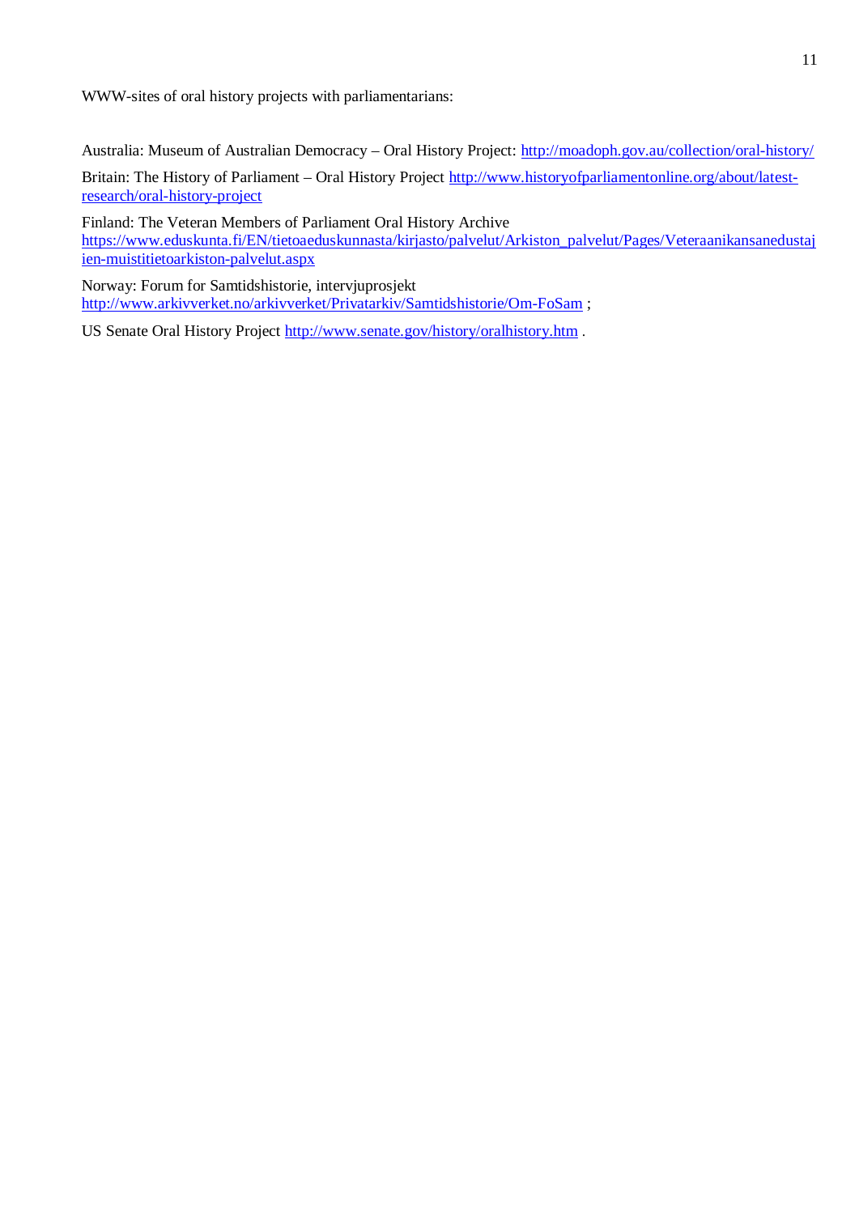WWW-sites of oral history projects with parliamentarians:

Australia: Museum of Australian Democracy – Oral History Project: http://moadoph.gov.au/collection/oral-history/

Britain: The History of Parliament – Oral History Project http://www.historyofparliamentonline.org/about/latest-research/oral-history-project

Finland: The Veteran Members of Parliament Oral History Archive https://www.eduskunta.fi/EN/tietoaeduskunnasta/kirjasto/palvelut/Arkiston_palvelut/Pages/Veteraanikansanedustajien-muistitietoarkiston-palvelut.aspx

Norway: Forum for Samtidshistorie, intervjuprosjekt http://www.arkivverket.no/arkivverket/Privatarkiv/Samtidshistorie/Om-FoSam ;

US Senate Oral History Project http://www.senate.gov/history/oralhistory.htm .